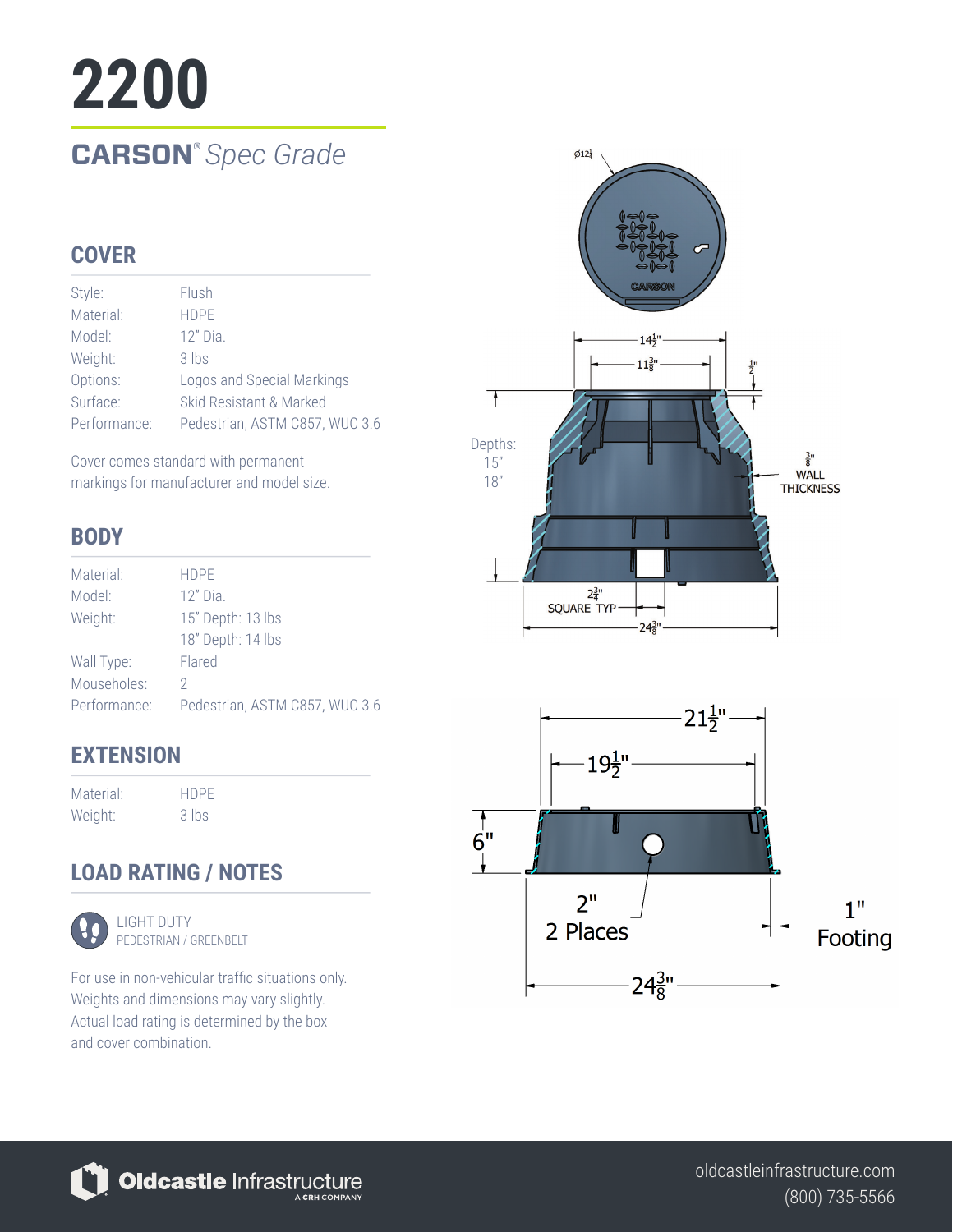# 2200

## CARSON® *Spec Grade*

## COVER

| | |
|---|---|
| Style: | Flush |
| Material: | HDPE |
| Model: | 12" Dia. |
| Weight: | 3 lbs |
| Options: | Logos and Special Markings |
| Surface: | Skid Resistant & Marked |
| Performance: | Pedestrian, ASTM C857, WUC 3.6 |

Cover comes standard with permanent markings for manufacturer and model size.

## BODY

| | |
|---|---|
| Material: | HDPE |
| Model: | 12" Dia. |
| Weight: | 15" Depth: 13 lbs |
| | 18" Depth: 14 lbs |
| Wall Type: | Flared |
| Mouseholes: | 2 |
| Performance: | Pedestrian, ASTM C857, WUC 3.6 |

## EXTENSION

| | |
|---|---|
| Material: | HDPE |
| Weight: | 3 lbs |

## LOAD RATING / NOTES

LIGHT DUTY
PEDESTRIAN / GREENBELT

For use in non-vehicular traffic situations only. Weights and dimensions may vary slightly. Actual load rating is determined by the box and cover combination.

Ø12¼

CARSON

14½"

11⅜"

½"

Depths:
15"
18"

⅜" WALL THICKNESS

2¾" SQUARE TYP

24⅜"

21½"

19½"

6"

2"
2 Places

1"
Footing

24⅜"

Oldcastle Infrastructure
A CRH COMPANY

oldcastleinfrastructure.com
(800) 735-5566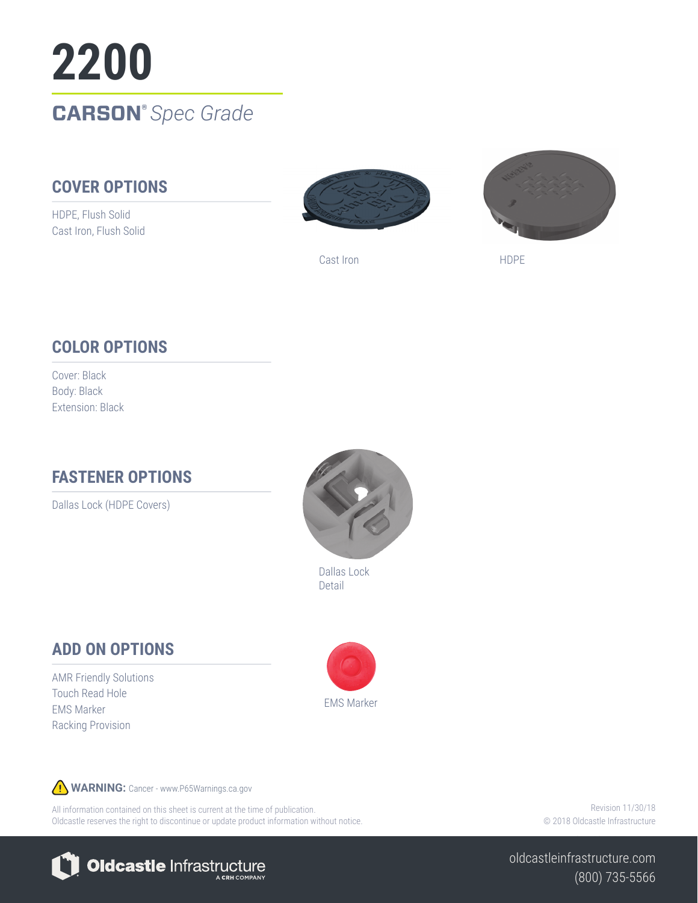# 2200

## CARSON® *Spec Grade*

### COVER OPTIONS

HDPE, Flush Solid
Cast Iron, Flush Solid

Cast Iron

HDPE

### COLOR OPTIONS

Cover: Black
Body: Black
Extension: Black

### FASTENER OPTIONS

Dallas Lock (HDPE Covers)

Dallas Lock Detail

### ADD ON OPTIONS

AMR Friendly Solutions
Touch Read Hole
EMS Marker
Racking Provision

EMS Marker

**WARNING:** Cancer - www.P65Warnings.ca.gov

All information contained on this sheet is current at the time of publication.
Oldcastle reserves the right to discontinue or update product information without notice.

Revision 11/30/18
© 2018 Oldcastle Infrastructure

Oldcastle Infrastructure
A CRH COMPANY

oldcastleinfrastructure.com
(800) 735-5566